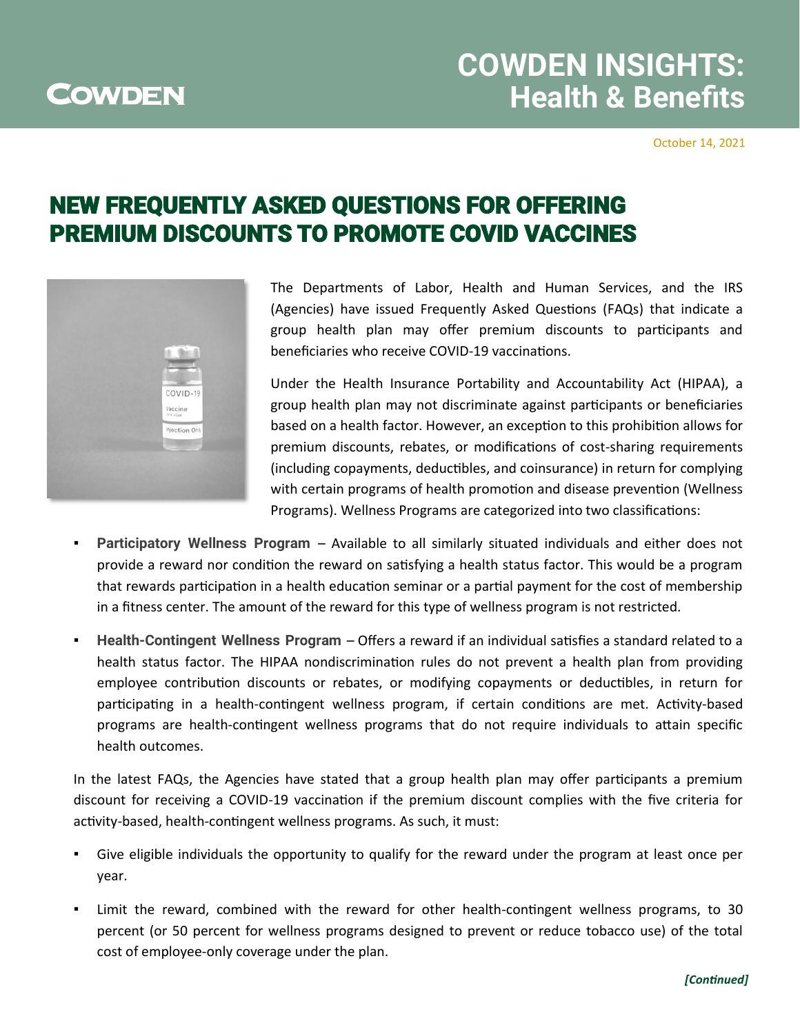# COWDEN INSIGHTS: Health & Benefits

October 14, 2021

## NEW FREQUENTLY ASKED QUESTIONS FOR OFFERING PREMIUM DISCOUNTS TO PROMOTE COVID VACCINES

The Departments of Labor, Health and Human Services, and the IRS (Agencies) have issued Frequently Asked Questions (FAQs) that indicate a group health plan may offer premium discounts to participants and beneficiaries who receive COVID-19 vaccinations.

Under the Health Insurance Portability and Accountability Act (HIPAA), a group health plan may not discriminate against participants or beneficiaries based on a health factor. However, an exception to this prohibition allows for premium discounts, rebates, or modifications of cost-sharing requirements (including copayments, deductibles, and coinsurance) in return for complying with certain programs of health promotion and disease prevention (Wellness Programs). Wellness Programs are categorized into two classifications:

- **Participatory Wellness Program** – Available to all similarly situated individuals and either does not provide a reward nor condition the reward on satisfying a health status factor. This would be a program that rewards participation in a health education seminar or a partial payment for the cost of membership in a fitness center. The amount of the reward for this type of wellness program is not restricted.
- **Health-Contingent Wellness Program** – Offers a reward if an individual satisfies a standard related to a health status factor. The HIPAA nondiscrimination rules do not prevent a health plan from providing employee contribution discounts or rebates, or modifying copayments or deductibles, in return for participating in a health-contingent wellness program, if certain conditions are met. Activity-based programs are health-contingent wellness programs that do not require individuals to attain specific health outcomes.

In the latest FAQs, the Agencies have stated that a group health plan may offer participants a premium discount for receiving a COVID-19 vaccination if the premium discount complies with the five criteria for activity-based, health-contingent wellness programs. As such, it must:

- Give eligible individuals the opportunity to qualify for the reward under the program at least once per year.
- Limit the reward, combined with the reward for other health-contingent wellness programs, to 30 percent (or 50 percent for wellness programs designed to prevent or reduce tobacco use) of the total cost of employee-only coverage under the plan.

***[Continued]***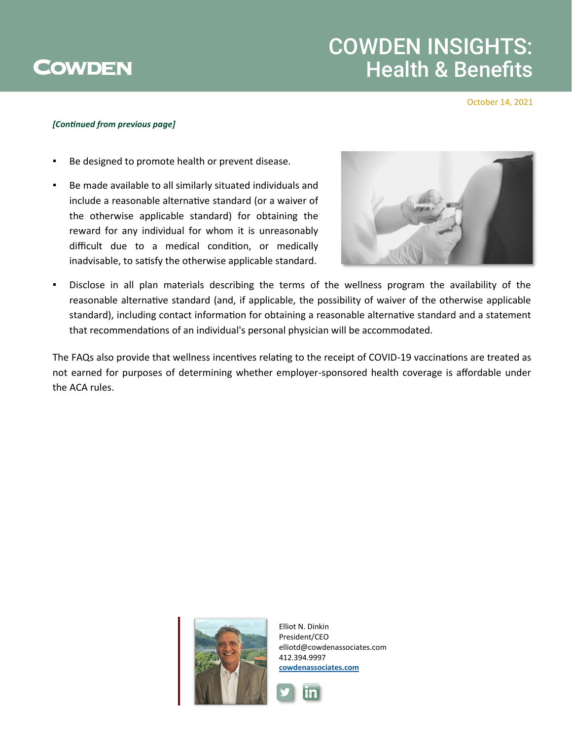*[Continued from previous page]*

- Be designed to promote health or prevent disease.
- Be made available to all similarly situated individuals and include a reasonable alternative standard (or a waiver of the otherwise applicable standard) for obtaining the reward for any individual for whom it is unreasonably difficult due to a medical condition, or medically inadvisable, to satisfy the otherwise applicable standard.
- Disclose in all plan materials describing the terms of the wellness program the availability of the reasonable alternative standard (and, if applicable, the possibility of waiver of the otherwise applicable standard), including contact information for obtaining a reasonable alternative standard and a statement that recommendations of an individual's personal physician will be accommodated.

The FAQs also provide that wellness incentives relating to the receipt of COVID-19 vaccinations are treated as not earned for purposes of determining whether employer-sponsored health coverage is affordable under the ACA rules.

Elliot N. Dinkin
President/CEO
elliotd@cowdenassociates.com
412.394.9997
**cowdenassociates.com**